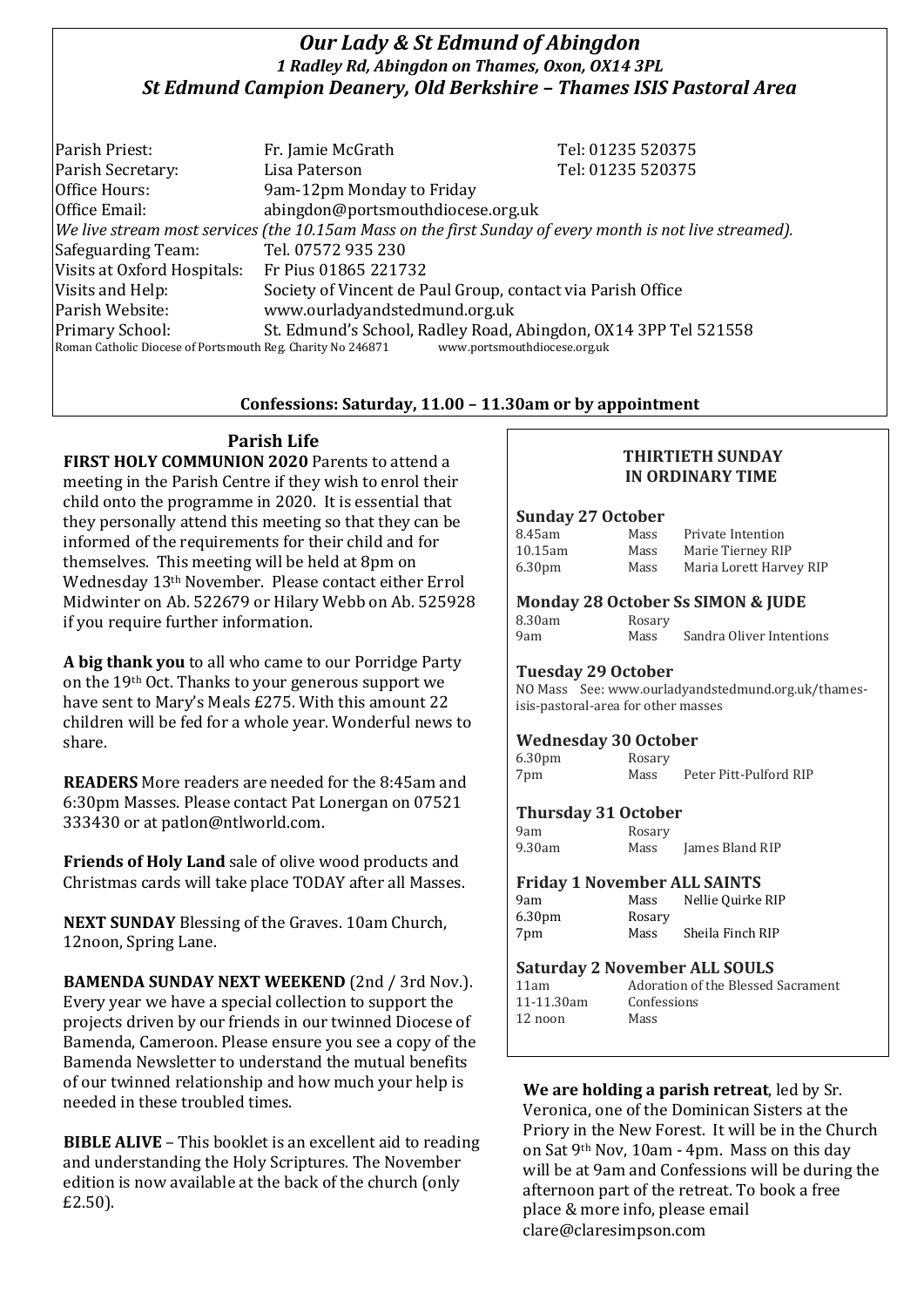# *Our Lady & St Edmund of Abingdon*

### *1 Radley Rd, Abingdon on Thames, Oxon, OX14 3PL*

### *St Edmund Campion Deanery, Old Berkshire – Thames ISIS Pastoral Area*

| | | |
|---|---|---|
| Parish Priest: | Fr. Jamie McGrath | Tel: 01235 520375 |
| Parish Secretary: | Lisa Paterson | Tel: 01235 520375 |
| Office Hours: | 9am-12pm Monday to Friday | |
| Office Email: | abingdon@portsmouthdiocese.org.uk | |

*We live stream most services (the 10.15am Mass on the first Sunday of every month is not live streamed).*

| | |
|---|---|
| Safeguarding Team: | Tel. 07572 935 230 |
| Visits at Oxford Hospitals: | Fr Pius 01865 221732 |
| Visits and Help: | Society of Vincent de Paul Group, contact via Parish Office |
| Parish Website: | www.ourladyandstedmund.org.uk |
| Primary School: | St. Edmund's School, Radley Road, Abingdon, OX14 3PP Tel 521558 |

Roman Catholic Diocese of Portsmouth Reg. Charity No 246871 www.portsmouthdiocese.org.uk

**Confessions: Saturday, 11.00 – 11.30am or by appointment**

## Parish Life

**FIRST HOLY COMMUNION 2020** Parents to attend a meeting in the Parish Centre if they wish to enrol their child onto the programme in 2020. It is essential that they personally attend this meeting so that they can be informed of the requirements for their child and for themselves. This meeting will be held at 8pm on Wednesday 13th November. Please contact either Errol Midwinter on Ab. 522679 or Hilary Webb on Ab. 525928 if you require further information.

**A big thank you** to all who came to our Porridge Party on the 19th Oct. Thanks to your generous support we have sent to Mary's Meals £275. With this amount 22 children will be fed for a whole year. Wonderful news to share.

**READERS** More readers are needed for the 8:45am and 6:30pm Masses. Please contact Pat Lonergan on 07521 333430 or at patlon@ntlworld.com.

**Friends of Holy Land** sale of olive wood products and Christmas cards will take place TODAY after all Masses.

**NEXT SUNDAY** Blessing of the Graves. 10am Church, 12noon, Spring Lane.

**BAMENDA SUNDAY NEXT WEEKEND** (2nd / 3rd Nov.). Every year we have a special collection to support the projects driven by our friends in our twinned Diocese of Bamenda, Cameroon. Please ensure you see a copy of the Bamenda Newsletter to understand the mutual benefits of our twinned relationship and how much your help is needed in these troubled times.

**BIBLE ALIVE** – This booklet is an excellent aid to reading and understanding the Holy Scriptures. The November edition is now available at the back of the church (only £2.50).

## THIRTIETH SUNDAY IN ORDINARY TIME

**Sunday 27 October**

| | | |
|---|---|---|
| 8.45am | Mass | Private Intention |
| 10.15am | Mass | Marie Tierney RIP |
| 6.30pm | Mass | Maria Lorett Harvey RIP |

**Monday 28 October Ss SIMON & JUDE**

| | | |
|---|---|---|
| 8.30am | Rosary | |
| 9am | Mass | Sandra Oliver Intentions |

**Tuesday 29 October**

NO Mass See: www.ourladyandstedmund.org.uk/thames-isis-pastoral-area for other masses

**Wednesday 30 October**

| | | |
|---|---|---|
| 6.30pm | Rosary | |
| 7pm | Mass | Peter Pitt-Pulford RIP |

**Thursday 31 October**

| | | |
|---|---|---|
| 9am | Rosary | |
| 9.30am | Mass | James Bland RIP |

**Friday 1 November ALL SAINTS**

| | | |
|---|---|---|
| 9am | Mass | Nellie Quirke RIP |
| 6.30pm | Rosary | |
| 7pm | Mass | Sheila Finch RIP |

**Saturday 2 November ALL SOULS**

| | |
|---|---|
| 11am | Adoration of the Blessed Sacrament |
| 11-11.30am | Confessions |
| 12 noon | Mass |

**We are holding a parish retreat**, led by Sr. Veronica, one of the Dominican Sisters at the Priory in the New Forest. It will be in the Church on Sat 9th Nov, 10am - 4pm. Mass on this day will be at 9am and Confessions will be during the afternoon part of the retreat. To book a free place & more info, please email clare@claresimpson.com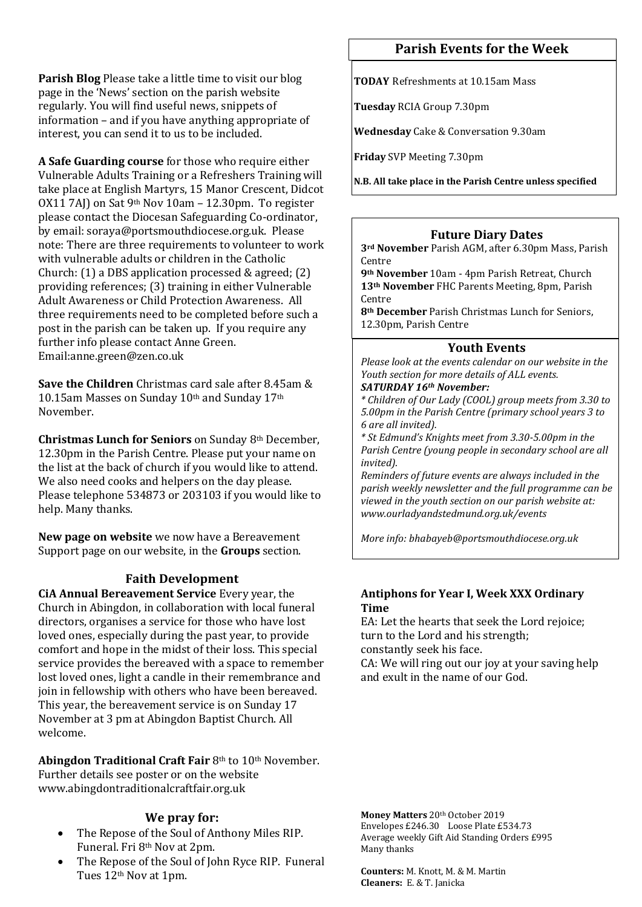**Parish Blog** Please take a little time to visit our blog page in the 'News' section on the parish website regularly. You will find useful news, snippets of information – and if you have anything appropriate of interest, you can send it to us to be included.

**A Safe Guarding course** for those who require either Vulnerable Adults Training or a Refreshers Training will take place at English Martyrs, 15 Manor Crescent, Didcot OX11 7AJ) on Sat 9th Nov 10am – 12.30pm. To register please contact the Diocesan Safeguarding Co-ordinator, by email: soraya@portsmouthdiocese.org.uk. Please note: There are three requirements to volunteer to work with vulnerable adults or children in the Catholic Church: (1) a DBS application processed & agreed; (2) providing references; (3) training in either Vulnerable Adult Awareness or Child Protection Awareness. All three requirements need to be completed before such a post in the parish can be taken up. If you require any further info please contact Anne Green. Email:anne.green@zen.co.uk

**Save the Children** Christmas card sale after 8.45am & 10.15am Masses on Sunday 10th and Sunday 17th November.

**Christmas Lunch for Seniors** on Sunday 8th December, 12.30pm in the Parish Centre. Please put your name on the list at the back of church if you would like to attend. We also need cooks and helpers on the day please. Please telephone 534873 or 203103 if you would like to help. Many thanks.

**New page on website** we now have a Bereavement Support page on our website, in the **Groups** section.

## Faith Development

**CiA Annual Bereavement Service** Every year, the Church in Abingdon, in collaboration with local funeral directors, organises a service for those who have lost loved ones, especially during the past year, to provide comfort and hope in the midst of their loss. This special service provides the bereaved with a space to remember lost loved ones, light a candle in their remembrance and join in fellowship with others who have been bereaved. This year, the bereavement service is on Sunday 17 November at 3 pm at Abingdon Baptist Church. All welcome.

**Abingdon Traditional Craft Fair** 8th to 10th November. Further details see poster or on the website www.abingdontraditionalcraftfair.org.uk

## We pray for:

- The Repose of the Soul of Anthony Miles RIP. Funeral. Fri 8th Nov at 2pm.
- The Repose of the Soul of John Ryce RIP. Funeral Tues 12th Nov at 1pm.

## Parish Events for the Week

**TODAY** Refreshments at 10.15am Mass

**Tuesday** RCIA Group 7.30pm

**Wednesday** Cake & Conversation 9.30am

**Friday** SVP Meeting 7.30pm

**N.B. All take place in the Parish Centre unless specified**

## Future Diary Dates

**3rd November** Parish AGM, after 6.30pm Mass, Parish Centre
**9th November** 10am - 4pm Parish Retreat, Church
**13th November** FHC Parents Meeting, 8pm, Parish Centre
**8th December** Parish Christmas Lunch for Seniors, 12.30pm, Parish Centre

## Youth Events

*Please look at the events calendar on our website in the Youth section for more details of ALL events.*
***SATURDAY 16th November:***
*\* Children of Our Lady (COOL) group meets from 3.30 to 5.00pm in the Parish Centre (primary school years 3 to 6 are all invited).*
*\* St Edmund's Knights meet from 3.30-5.00pm in the Parish Centre (young people in secondary school are all invited).*
*Reminders of future events are always included in the parish weekly newsletter and the full programme can be viewed in the youth section on our parish website at: www.ourladyandstedmund.org.uk/events*

*More info: bhabayeb@portsmouthdiocese.org.uk*

### Antiphons for Year I, Week XXX Ordinary Time

EA: Let the hearts that seek the Lord rejoice;
turn to the Lord and his strength;
constantly seek his face.
CA: We will ring out our joy at your saving help and exult in the name of our God.

**Money Matters** 20th October 2019
Envelopes £246.30 Loose Plate £534.73
Average weekly Gift Aid Standing Orders £995
Many thanks

**Counters:** M. Knott, M. & M. Martin
**Cleaners:** E. & T. Janicka